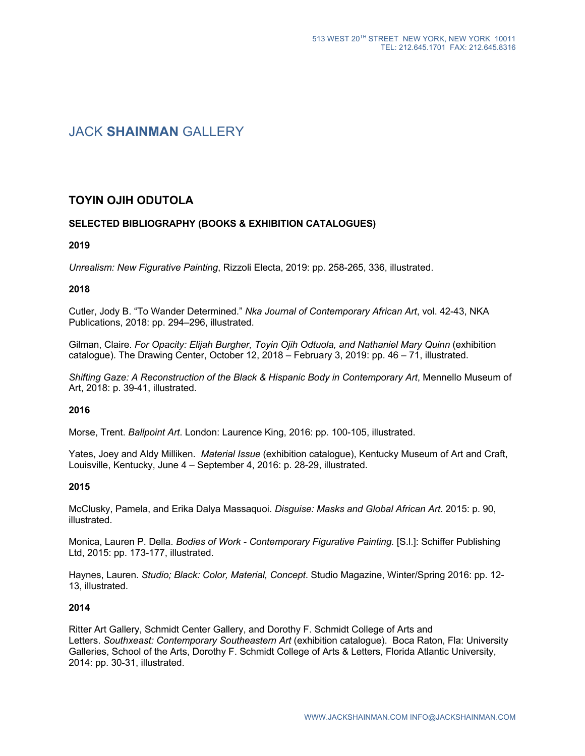# JACK **SHAINMAN** GALLERY

## TOYIN OJIH ODUTOLA

### SELECTED BIBLIOGRAPHY (BOOKS & EXHIBITION CATALOGUES)

**2019**

*Unrealism: New Figurative Painting*, Rizzoli Electa, 2019: pp. 258-265, 336, illustrated.

**2018**

Cutler, Jody B. "To Wander Determined." *Nka Journal of Contemporary African Art*, vol. 42-43, NKA Publications, 2018: pp. 294–296, illustrated.

Gilman, Claire. *For Opacity: Elijah Burgher, Toyin Ojih Odtuola, and Nathaniel Mary Quinn* (exhibition catalogue). The Drawing Center, October 12, 2018 – February 3, 2019: pp. 46 – 71, illustrated.

*Shifting Gaze: A Reconstruction of the Black & Hispanic Body in Contemporary Art*, Mennello Museum of Art, 2018: p. 39-41, illustrated.

**2016**

Morse, Trent. *Ballpoint Art*. London: Laurence King, 2016: pp. 100-105, illustrated.

Yates, Joey and Aldy Milliken. *Material Issue* (exhibition catalogue), Kentucky Museum of Art and Craft, Louisville, Kentucky, June 4 – September 4, 2016: p. 28-29, illustrated.

**2015**

McClusky, Pamela, and Erika Dalya Massaquoi. *Disguise: Masks and Global African Art*. 2015: p. 90, illustrated.

Monica, Lauren P. Della. *Bodies of Work - Contemporary Figurative Painting.* [S.l.]: Schiffer Publishing Ltd, 2015: pp. 173-177, illustrated.

Haynes, Lauren. *Studio; Black: Color, Material, Concept*. Studio Magazine, Winter/Spring 2016: pp. 12-13, illustrated.

**2014**

Ritter Art Gallery, Schmidt Center Gallery, and Dorothy F. Schmidt College of Arts and Letters. *Southxeast: Contemporary Southeastern Art* (exhibition catalogue). Boca Raton, Fla: University Galleries, School of the Arts, Dorothy F. Schmidt College of Arts & Letters, Florida Atlantic University, 2014: pp. 30-31, illustrated.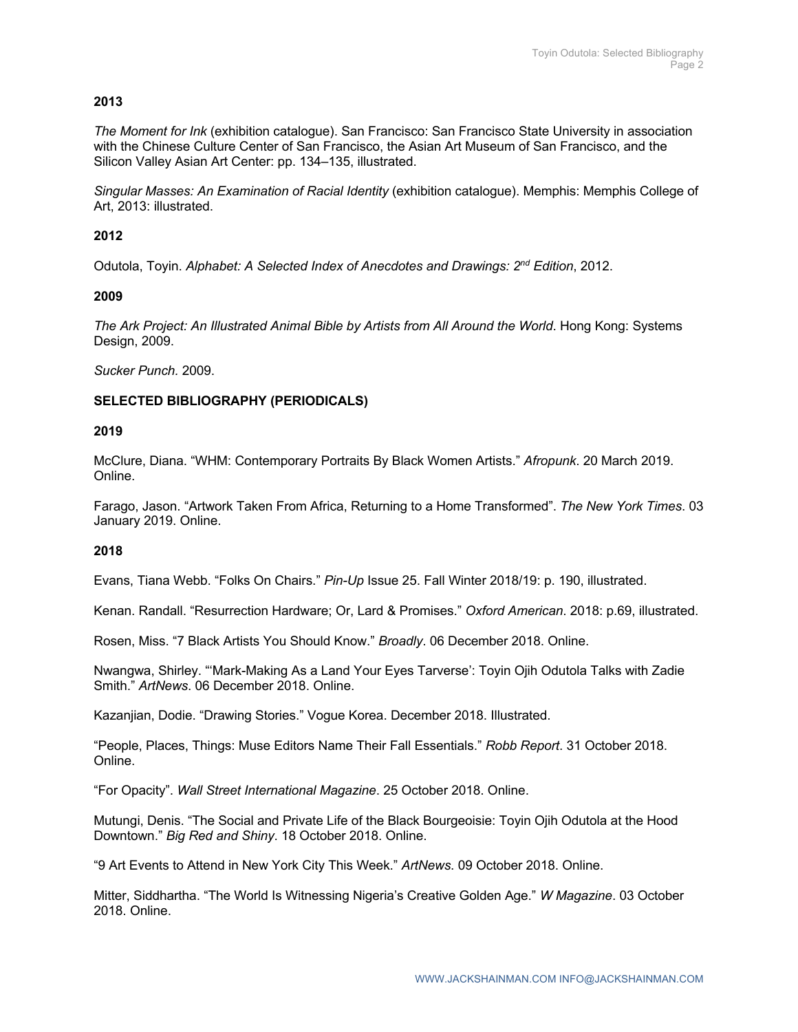**2013**

*The Moment for Ink* (exhibition catalogue). San Francisco: San Francisco State University in association with the Chinese Culture Center of San Francisco, the Asian Art Museum of San Francisco, and the Silicon Valley Asian Art Center: pp. 134–135, illustrated.

*Singular Masses: An Examination of Racial Identity* (exhibition catalogue). Memphis: Memphis College of Art, 2013: illustrated.

**2012**

Odutola, Toyin. *Alphabet: A Selected Index of Anecdotes and Drawings: 2nd Edition*, 2012.

**2009**

*The Ark Project: An Illustrated Animal Bible by Artists from All Around the World*. Hong Kong: Systems Design, 2009.

*Sucker Punch.* 2009.

**SELECTED BIBLIOGRAPHY (PERIODICALS)**

**2019**

McClure, Diana. "WHM: Contemporary Portraits By Black Women Artists." *Afropunk*. 20 March 2019. Online.

Farago, Jason. "Artwork Taken From Africa, Returning to a Home Transformed". *The New York Times*. 03 January 2019. Online.

**2018**

Evans, Tiana Webb. "Folks On Chairs." *Pin-Up* Issue 25. Fall Winter 2018/19: p. 190, illustrated.

Kenan. Randall. "Resurrection Hardware; Or, Lard & Promises." *Oxford American*. 2018: p.69, illustrated.

Rosen, Miss. "7 Black Artists You Should Know." *Broadly*. 06 December 2018. Online.

Nwangwa, Shirley. "'Mark-Making As a Land Your Eyes Tarverse': Toyin Ojih Odutola Talks with Zadie Smith." *ArtNews*. 06 December 2018. Online.

Kazanjian, Dodie. "Drawing Stories." Vogue Korea. December 2018. Illustrated.

"People, Places, Things: Muse Editors Name Their Fall Essentials." *Robb Report*. 31 October 2018. Online.

"For Opacity". *Wall Street International Magazine*. 25 October 2018. Online.

Mutungi, Denis. "The Social and Private Life of the Black Bourgeoisie: Toyin Ojih Odutola at the Hood Downtown." *Big Red and Shiny*. 18 October 2018. Online.

"9 Art Events to Attend in New York City This Week." *ArtNews*. 09 October 2018. Online.

Mitter, Siddhartha. "The World Is Witnessing Nigeria's Creative Golden Age." *W Magazine*. 03 October 2018. Online.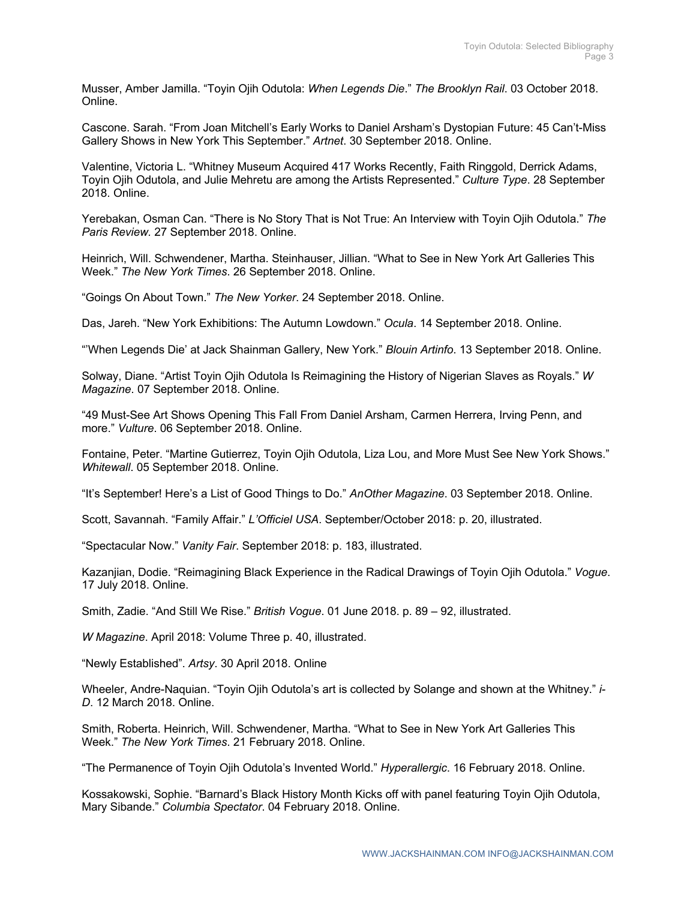Musser, Amber Jamilla. "Toyin Ojih Odutola: *When Legends Die*." *The Brooklyn Rail*. 03 October 2018. Online.

Cascone. Sarah. "From Joan Mitchell's Early Works to Daniel Arsham's Dystopian Future: 45 Can't-Miss Gallery Shows in New York This September." *Artnet*. 30 September 2018. Online.

Valentine, Victoria L. "Whitney Museum Acquired 417 Works Recently, Faith Ringgold, Derrick Adams, Toyin Ojih Odutola, and Julie Mehretu are among the Artists Represented." *Culture Type*. 28 September 2018. Online.

Yerebakan, Osman Can. "There is No Story That is Not True: An Interview with Toyin Ojih Odutola." *The Paris Review*. 27 September 2018. Online.

Heinrich, Will. Schwendener, Martha. Steinhauser, Jillian. "What to See in New York Art Galleries This Week." *The New York Times*. 26 September 2018. Online.

"Goings On About Town." *The New Yorker*. 24 September 2018. Online.

Das, Jareh. "New York Exhibitions: The Autumn Lowdown." *Ocula*. 14 September 2018. Online.

"'When Legends Die' at Jack Shainman Gallery, New York." *Blouin Artinfo*. 13 September 2018. Online.

Solway, Diane. "Artist Toyin Ojih Odutola Is Reimagining the History of Nigerian Slaves as Royals." *W Magazine*. 07 September 2018. Online.

"49 Must-See Art Shows Opening This Fall From Daniel Arsham, Carmen Herrera, Irving Penn, and more." *Vulture*. 06 September 2018. Online.

Fontaine, Peter. "Martine Gutierrez, Toyin Ojih Odutola, Liza Lou, and More Must See New York Shows." *Whitewall*. 05 September 2018. Online.

"It's September! Here's a List of Good Things to Do." *AnOther Magazine*. 03 September 2018. Online.

Scott, Savannah. "Family Affair." *L'Officiel USA*. September/October 2018: p. 20, illustrated.

"Spectacular Now." *Vanity Fair*. September 2018: p. 183, illustrated.

Kazanjian, Dodie. "Reimagining Black Experience in the Radical Drawings of Toyin Ojih Odutola." *Vogue*. 17 July 2018. Online.

Smith, Zadie. "And Still We Rise." *British Vogue*. 01 June 2018. p. 89 – 92, illustrated.

*W Magazine*. April 2018: Volume Three p. 40, illustrated.

"Newly Established". *Artsy*. 30 April 2018. Online

Wheeler, Andre-Naquian. "Toyin Ojih Odutola's art is collected by Solange and shown at the Whitney." *i-D*. 12 March 2018. Online.

Smith, Roberta. Heinrich, Will. Schwendener, Martha. "What to See in New York Art Galleries This Week." *The New York Times*. 21 February 2018. Online.

"The Permanence of Toyin Ojih Odutola's Invented World." *Hyperallergic*. 16 February 2018. Online.

Kossakowski, Sophie. "Barnard's Black History Month Kicks off with panel featuring Toyin Ojih Odutola, Mary Sibande." *Columbia Spectator*. 04 February 2018. Online.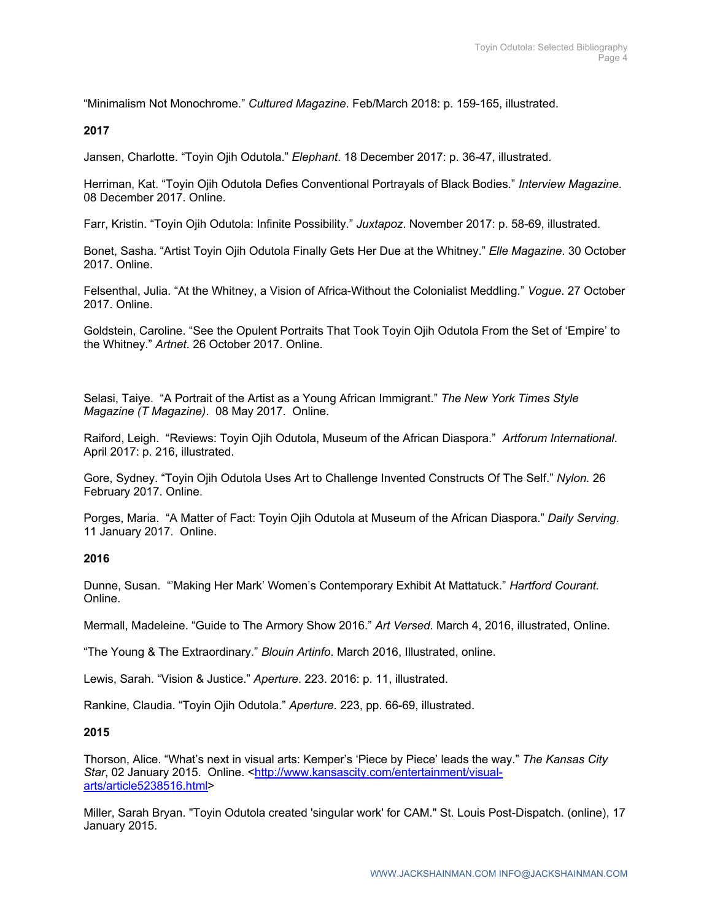"Minimalism Not Monochrome." *Cultured Magazine*. Feb/March 2018: p. 159-165, illustrated.

**2017**

Jansen, Charlotte. "Toyin Ojih Odutola." *Elephant*. 18 December 2017: p. 36-47, illustrated.

Herriman, Kat. "Toyin Ojih Odutola Defies Conventional Portrayals of Black Bodies." *Interview Magazine*. 08 December 2017. Online.

Farr, Kristin. "Toyin Ojih Odutola: Infinite Possibility." *Juxtapoz*. November 2017: p. 58-69, illustrated.

Bonet, Sasha. "Artist Toyin Ojih Odutola Finally Gets Her Due at the Whitney." *Elle Magazine*. 30 October 2017. Online.

Felsenthal, Julia. "At the Whitney, a Vision of Africa-Without the Colonialist Meddling." *Vogue*. 27 October 2017. Online.

Goldstein, Caroline. "See the Opulent Portraits That Took Toyin Ojih Odutola From the Set of 'Empire' to the Whitney." *Artnet*. 26 October 2017. Online.

Selasi, Taiye. "A Portrait of the Artist as a Young African Immigrant." *The New York Times Style Magazine (T Magazine)*. 08 May 2017. Online.

Raiford, Leigh. "Reviews: Toyin Ojih Odutola, Museum of the African Diaspora." *Artforum International*. April 2017: p. 216, illustrated.

Gore, Sydney. "Toyin Ojih Odutola Uses Art to Challenge Invented Constructs Of The Self." *Nylon.* 26 February 2017. Online.

Porges, Maria. "A Matter of Fact: Toyin Ojih Odutola at Museum of the African Diaspora." *Daily Serving*. 11 January 2017. Online.

**2016**

Dunne, Susan. "'Making Her Mark' Women's Contemporary Exhibit At Mattatuck." *Hartford Courant.* Online.

Mermall, Madeleine. "Guide to The Armory Show 2016." *Art Versed*. March 4, 2016, illustrated, Online.

"The Young & The Extraordinary." *Blouin Artinfo*. March 2016, Illustrated, online.

Lewis, Sarah. "Vision & Justice." *Aperture.* 223. 2016: p. 11, illustrated.

Rankine, Claudia. "Toyin Ojih Odutola." *Aperture.* 223, pp. 66-69, illustrated.

**2015**

Thorson, Alice. "What's next in visual arts: Kemper's 'Piece by Piece' leads the way." *The Kansas City Star*, 02 January 2015. Online. <http://www.kansascity.com/entertainment/visual-arts/article5238516.html>

Miller, Sarah Bryan. "Toyin Odutola created 'singular work' for CAM." St. Louis Post-Dispatch. (online), 17 January 2015.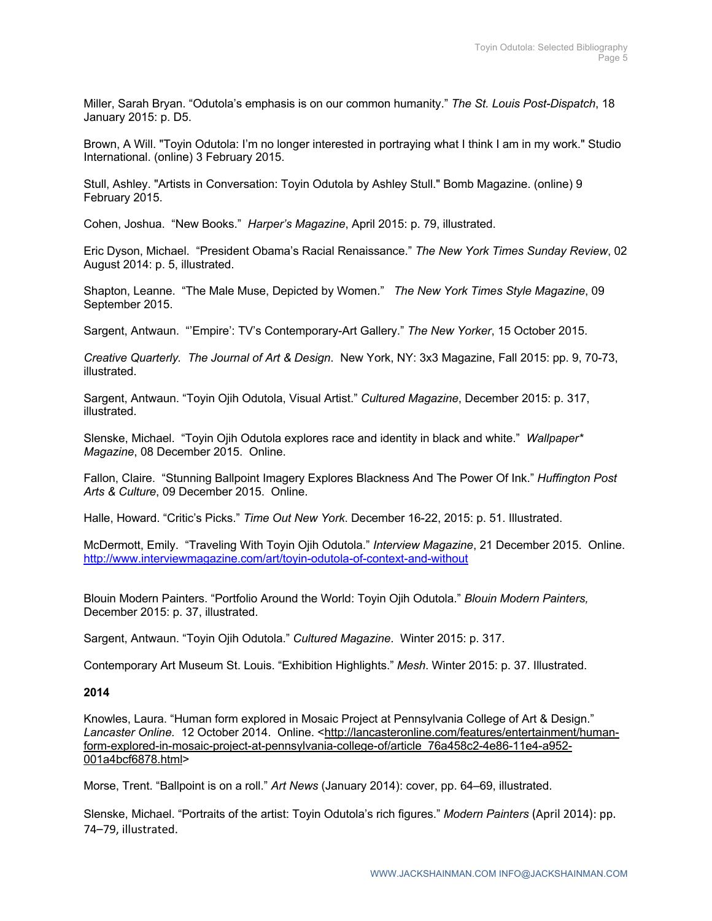Miller, Sarah Bryan. “Odutola’s emphasis is on our common humanity.” *The St. Louis Post-Dispatch*, 18 January 2015: p. D5.

Brown, A Will. "Toyin Odutola: I’m no longer interested in portraying what I think I am in my work." Studio International. (online) 3 February 2015.

Stull, Ashley. "Artists in Conversation: Toyin Odutola by Ashley Stull." Bomb Magazine. (online) 9 February 2015.

Cohen, Joshua. “New Books.” *Harper’s Magazine*, April 2015: p. 79, illustrated.

Eric Dyson, Michael. “President Obama’s Racial Renaissance.” *The New York Times Sunday Review*, 02 August 2014: p. 5, illustrated.

Shapton, Leanne. “The Male Muse, Depicted by Women.” *The New York Times Style Magazine*, 09 September 2015.

Sargent, Antwaun. “’Empire’: TV’s Contemporary-Art Gallery.” *The New Yorker*, 15 October 2015.

*Creative Quarterly. The Journal of Art & Design*. New York, NY: 3x3 Magazine, Fall 2015: pp. 9, 70-73, illustrated.

Sargent, Antwaun. “Toyin Ojih Odutola, Visual Artist.” *Cultured Magazine*, December 2015: p. 317, illustrated.

Slenske, Michael. “Toyin Ojih Odutola explores race and identity in black and white.” *Wallpaper* Magazine*, 08 December 2015. Online.

Fallon, Claire. “Stunning Ballpoint Imagery Explores Blackness And The Power Of Ink.” *Huffington Post Arts & Culture*, 09 December 2015. Online.

Halle, Howard. “Critic’s Picks.” *Time Out New York*. December 16-22, 2015: p. 51. Illustrated.

McDermott, Emily. “Traveling With Toyin Ojih Odutola.” *Interview Magazine*, 21 December 2015. Online. http://www.interviewmagazine.com/art/toyin-odutola-of-context-and-without

Blouin Modern Painters. “Portfolio Around the World: Toyin Ojih Odutola.” *Blouin Modern Painters,* December 2015: p. 37, illustrated.

Sargent, Antwaun. “Toyin Ojih Odutola.” *Cultured Magazine*. Winter 2015: p. 317.

Contemporary Art Museum St. Louis. “Exhibition Highlights.” *Mesh*. Winter 2015: p. 37. Illustrated.

**2014**

Knowles, Laura. “Human form explored in Mosaic Project at Pennsylvania College of Art & Design.” *Lancaster Online.* 12 October 2014. Online. <http://lancasteronline.com/features/entertainment/human-form-explored-in-mosaic-project-at-pennsylvania-college-of/article_76a458c2-4e86-11e4-a952-001a4bcf6878.html>

Morse, Trent. “Ballpoint is on a roll.” *Art News* (January 2014): cover, pp. 64–69, illustrated.

Slenske, Michael. “Portraits of the artist: Toyin Odutola’s rich figures.” *Modern Painters* (April 2014): pp. 74–79, illustrated.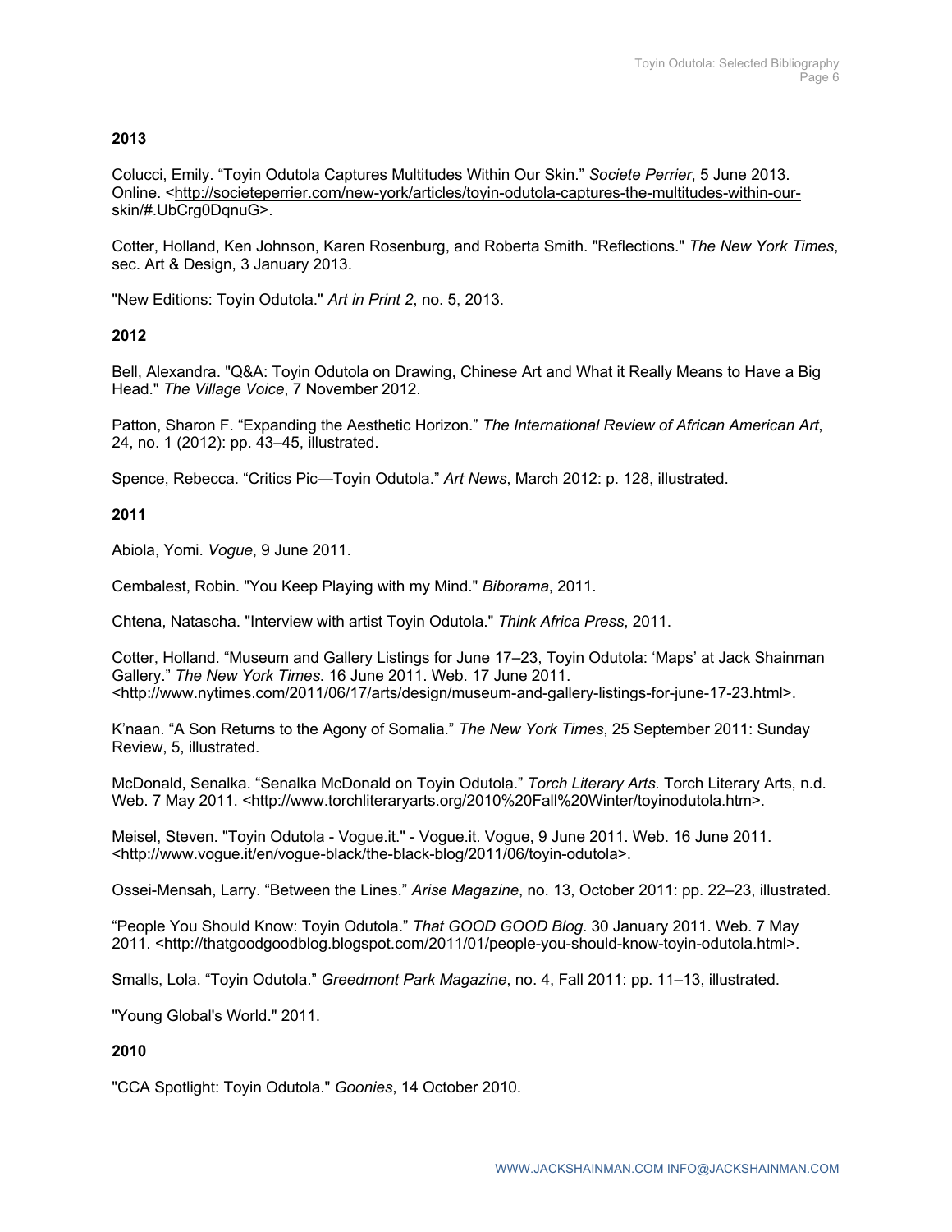## 2013

Colucci, Emily. “Toyin Odutola Captures Multitudes Within Our Skin.” *Societe Perrier*, 5 June 2013. Online. <http://societeperrier.com/new-york/articles/toyin-odutola-captures-the-multitudes-within-our-skin/#.UbCrg0DqnuG>.

Cotter, Holland, Ken Johnson, Karen Rosenburg, and Roberta Smith. "Reflections." *The New York Times*, sec. Art & Design, 3 January 2013.

"New Editions: Toyin Odutola." *Art in Print 2*, no. 5, 2013.

## 2012

Bell, Alexandra. "Q&A: Toyin Odutola on Drawing, Chinese Art and What it Really Means to Have a Big Head." *The Village Voice*, 7 November 2012.

Patton, Sharon F. “Expanding the Aesthetic Horizon.” *The International Review of African American Art*, 24, no. 1 (2012): pp. 43–45, illustrated.

Spence, Rebecca. “Critics Pic—Toyin Odutola.” *Art News*, March 2012: p. 128, illustrated.

## 2011

Abiola, Yomi. *Vogue*, 9 June 2011.

Cembalest, Robin. "You Keep Playing with my Mind." *Biborama*, 2011.

Chtena, Natascha. "Interview with artist Toyin Odutola." *Think Africa Press*, 2011.

Cotter, Holland. “Museum and Gallery Listings for June 17–23, Toyin Odutola: ‘Maps’ at Jack Shainman Gallery.” *The New York Times*. 16 June 2011. Web. 17 June 2011. <http://www.nytimes.com/2011/06/17/arts/design/museum-and-gallery-listings-for-june-17-23.html>.

K’naan. “A Son Returns to the Agony of Somalia.” *The New York Times*, 25 September 2011: Sunday Review, 5, illustrated.

McDonald, Senalka. “Senalka McDonald on Toyin Odutola.” *Torch Literary Arts*. Torch Literary Arts, n.d. Web. 7 May 2011. <http://www.torchliteraryarts.org/2010%20Fall%20Winter/toyinodutola.htm>.

Meisel, Steven. "Toyin Odutola - Vogue.it." - Vogue.it. Vogue, 9 June 2011. Web. 16 June 2011. <http://www.vogue.it/en/vogue-black/the-black-blog/2011/06/toyin-odutola>.

Ossei-Mensah, Larry. “Between the Lines.” *Arise Magazine*, no. 13, October 2011: pp. 22–23, illustrated.

“People You Should Know: Toyin Odutola.” *That GOOD GOOD Blog*. 30 January 2011. Web. 7 May 2011. <http://thatgoodgoodblog.blogspot.com/2011/01/people-you-should-know-toyin-odutola.html>.

Smalls, Lola. “Toyin Odutola.” *Greedmont Park Magazine*, no. 4, Fall 2011: pp. 11–13, illustrated.

"Young Global's World." 2011.

## 2010

"CCA Spotlight: Toyin Odutola." *Goonies*, 14 October 2010.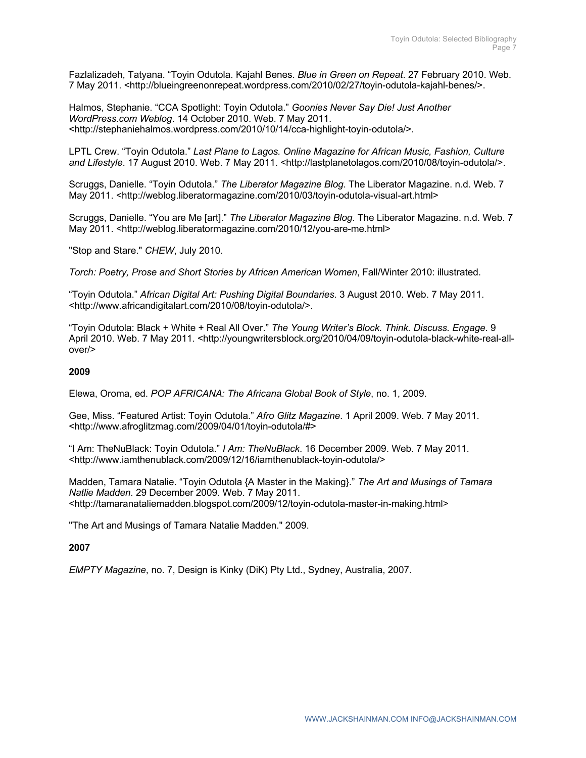Fazlalizadeh, Tatyana. “Toyin Odutola. Kajahl Benes. *Blue in Green on Repeat*. 27 February 2010. Web. 7 May 2011. <http://blueingreenonrepeat.wordpress.com/2010/02/27/toyin-odutola-kajahl-benes/>.

Halmos, Stephanie. “CCA Spotlight: Toyin Odutola.” *Goonies Never Say Die! Just Another WordPress.com Weblog*. 14 October 2010. Web. 7 May 2011. <http://stephaniehalmos.wordpress.com/2010/10/14/cca-highlight-toyin-odutola/>.

LPTL Crew. “Toyin Odutola.” *Last Plane to Lagos. Online Magazine for African Music, Fashion, Culture and Lifestyle*. 17 August 2010. Web. 7 May 2011. <http://lastplanetolagos.com/2010/08/toyin-odutola/>.

Scruggs, Danielle. “Toyin Odutola.” *The Liberator Magazine Blog*. The Liberator Magazine. n.d. Web. 7 May 2011. <http://weblog.liberatormagazine.com/2010/03/toyin-odutola-visual-art.html>

Scruggs, Danielle. “You are Me [art].” *The Liberator Magazine Blog*. The Liberator Magazine. n.d. Web. 7 May 2011. <http://weblog.liberatormagazine.com/2010/12/you-are-me.html>

"Stop and Stare." *CHEW*, July 2010.

*Torch: Poetry, Prose and Short Stories by African American Women*, Fall/Winter 2010: illustrated.

“Toyin Odutola.” *African Digital Art: Pushing Digital Boundaries*. 3 August 2010. Web. 7 May 2011. <http://www.africandigitalart.com/2010/08/toyin-odutola/>.

“Toyin Odutola: Black + White + Real All Over.” *The Young Writer’s Block. Think. Discuss. Engage*. 9 April 2010. Web. 7 May 2011. <http://youngwritersblock.org/2010/04/09/toyin-odutola-black-white-real-all-over/>

**2009**

Elewa, Oroma, ed. *POP AFRICANA: The Africana Global Book of Style*, no. 1, 2009.

Gee, Miss. “Featured Artist: Toyin Odutola.” *Afro Glitz Magazine*. 1 April 2009. Web. 7 May 2011. <http://www.afroglitzmag.com/2009/04/01/toyin-odutola/#>

“I Am: TheNuBlack: Toyin Odutola.” *I Am: TheNuBlack*. 16 December 2009. Web. 7 May 2011. <http://www.iamthenublack.com/2009/12/16/iamthenublack-toyin-odutola/>

Madden, Tamara Natalie. “Toyin Odutola {A Master in the Making}.” *The Art and Musings of Tamara Natlie Madden*. 29 December 2009. Web. 7 May 2011. <http://tamaranataliemadden.blogspot.com/2009/12/toyin-odutola-master-in-making.html>

"The Art and Musings of Tamara Natalie Madden." 2009.

**2007**

*EMPTY Magazine*, no. 7, Design is Kinky (DiK) Pty Ltd., Sydney, Australia, 2007.